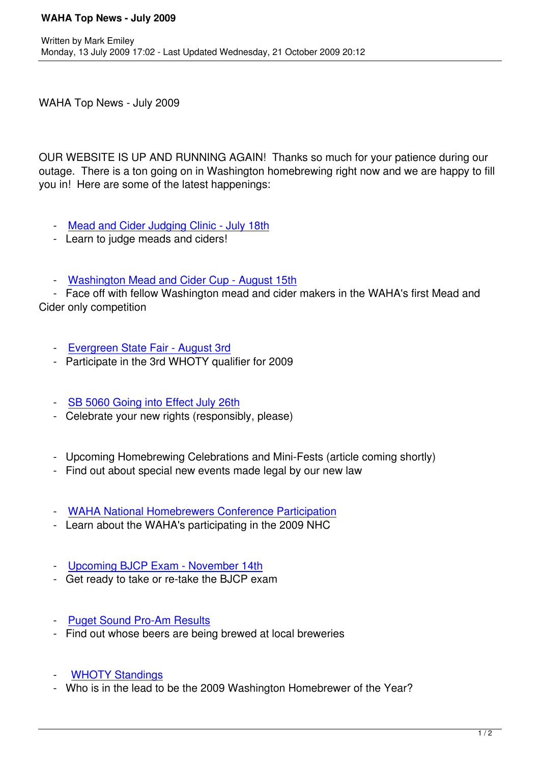WAHA Top News - July 2009

Written by Mark Emiley
Monday, 13 July 2009 17:02 - Last Updated Wednesday, 21 October 2009 20:12

WAHA Top News - July 2009

OUR WEBSITE IS UP AND RUNNING AGAIN! Thanks so much for your patience during our outage. There is a ton going on in Washington homebrewing right now and we are happy to fill you in! Here are some of the latest happenings:

- Mead and Cider Judging Clinic - July 18th
- Learn to judge meads and ciders!

- Washington Mead and Cider Cup - August 15th
- Face off with fellow Washington mead and cider makers in the WAHA's first Mead and Cider only competition

- Evergreen State Fair - August 3rd
- Participate in the 3rd WHOTY qualifier for 2009

- SB 5060 Going into Effect July 26th
- Celebrate your new rights (responsibly, please)

- Upcoming Homebrewing Celebrations and Mini-Fests (article coming shortly)
- Find out about special new events made legal by our new law

- WAHA National Homebrewers Conference Participation
- Learn about the WAHA's participating in the 2009 NHC

- Upcoming BJCP Exam - November 14th
- Get ready to take or re-take the BJCP exam

- Puget Sound Pro-Am Results
- Find out whose beers are being brewed at local breweries

- WHOTY Standings
- Who is in the lead to be the 2009 Washington Homebrewer of the Year?